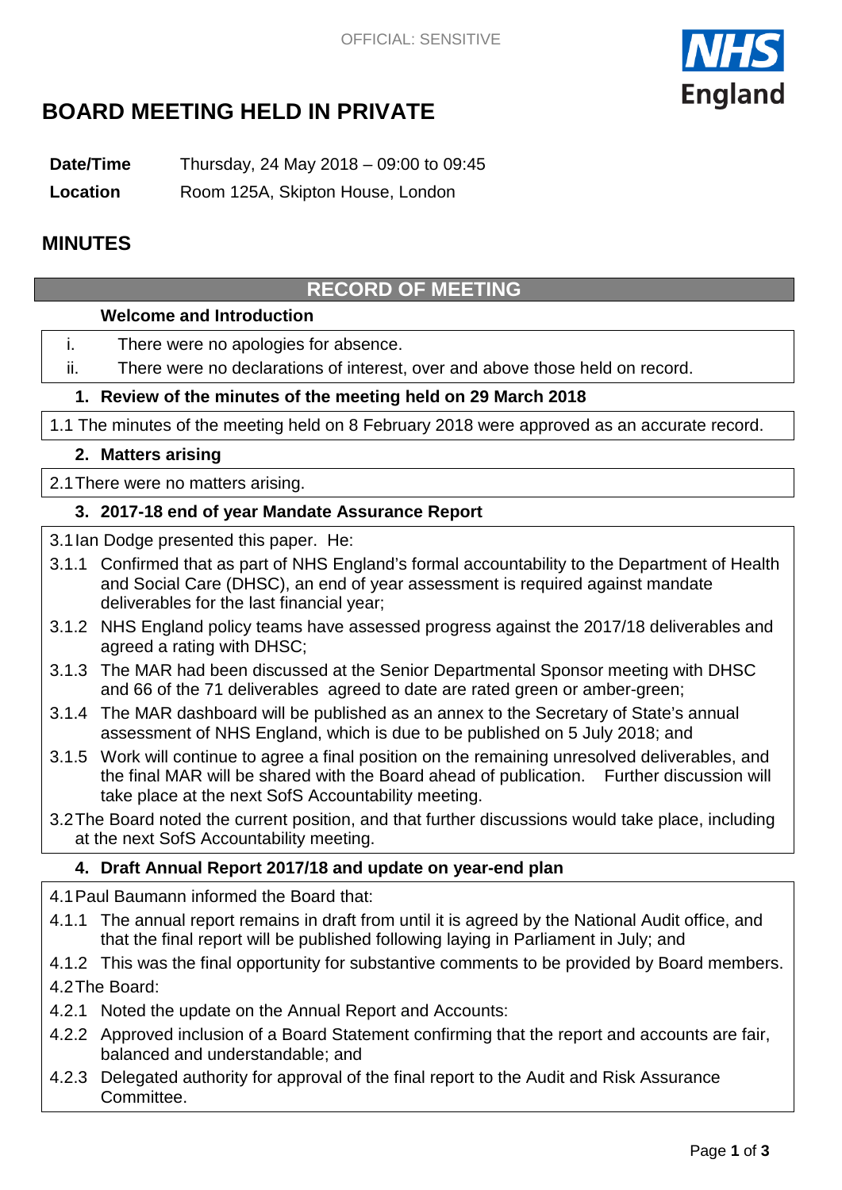OFFICIAL: SENSITIVE

# BOARD MEETING HELD IN PRIVATE

**Date/Time** Thursday, 24 May 2018 – 09:00 to 09:45

**Location** Room 125A, Skipton House, London

## MINUTES

## RECORD OF MEETING

### Welcome and Introduction

i. There were no apologies for absence.

ii. There were no declarations of interest, over and above those held on record.

### 1. Review of the minutes of the meeting held on 29 March 2018

1.1 The minutes of the meeting held on 8 February 2018 were approved as an accurate record.

### 2. Matters arising

2.1 There were no matters arising.

### 3. 2017-18 end of year Mandate Assurance Report

3.1 Ian Dodge presented this paper. He:

3.1.1 Confirmed that as part of NHS England's formal accountability to the Department of Health and Social Care (DHSC), an end of year assessment is required against mandate deliverables for the last financial year;

3.1.2 NHS England policy teams have assessed progress against the 2017/18 deliverables and agreed a rating with DHSC;

3.1.3 The MAR had been discussed at the Senior Departmental Sponsor meeting with DHSC and 66 of the 71 deliverables agreed to date are rated green or amber-green;

3.1.4 The MAR dashboard will be published as an annex to the Secretary of State's annual assessment of NHS England, which is due to be published on 5 July 2018; and

3.1.5 Work will continue to agree a final position on the remaining unresolved deliverables, and the final MAR will be shared with the Board ahead of publication. Further discussion will take place at the next SofS Accountability meeting.

3.2 The Board noted the current position, and that further discussions would take place, including at the next SofS Accountability meeting.

### 4. Draft Annual Report 2017/18 and update on year-end plan

4.1 Paul Baumann informed the Board that:

4.1.1 The annual report remains in draft from until it is agreed by the National Audit office, and that the final report will be published following laying in Parliament in July; and

4.1.2 This was the final opportunity for substantive comments to be provided by Board members.

4.2 The Board:

4.2.1 Noted the update on the Annual Report and Accounts:

4.2.2 Approved inclusion of a Board Statement confirming that the report and accounts are fair, balanced and understandable; and

4.2.3 Delegated authority for approval of the final report to the Audit and Risk Assurance Committee.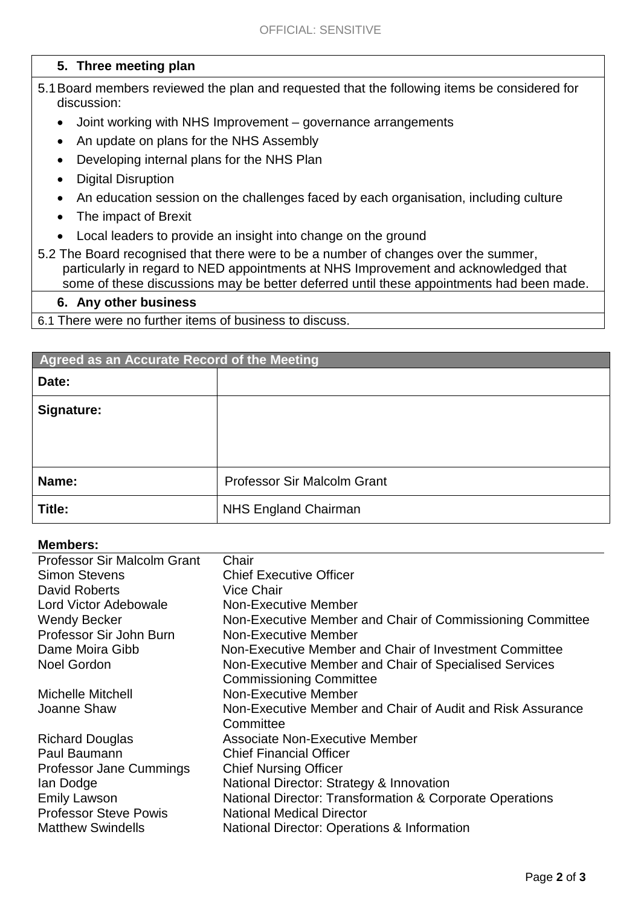### 5. Three meeting plan

5.1 Board members reviewed the plan and requested that the following items be considered for discussion:

- Joint working with NHS Improvement – governance arrangements
- An update on plans for the NHS Assembly
- Developing internal plans for the NHS Plan
- Digital Disruption
- An education session on the challenges faced by each organisation, including culture
- The impact of Brexit
- Local leaders to provide an insight into change on the ground

5.2 The Board recognised that there were to be a number of changes over the summer, particularly in regard to NED appointments at NHS Improvement and acknowledged that some of these discussions may be better deferred until these appointments had been made.

### 6. Any other business

6.1 There were no further items of business to discuss.

| Agreed as an Accurate Record of the Meeting | |
|---|---|
| **Date:** | |
| **Signature:** | |
| **Name:** | Professor Sir Malcolm Grant |
| **Title:** | NHS England Chairman |

**Members:**

| | |
|---|---|
| Professor Sir Malcolm Grant | Chair |
| Simon Stevens | Chief Executive Officer |
| David Roberts | Vice Chair |
| Lord Victor Adebowale | Non-Executive Member |
| Wendy Becker | Non-Executive Member and Chair of Commissioning Committee |
| Professor Sir John Burn | Non-Executive Member |
| Dame Moira Gibb | Non-Executive Member and Chair of Investment Committee |
| Noel Gordon | Non-Executive Member and Chair of Specialised Services Commissioning Committee |
| Michelle Mitchell | Non-Executive Member |
| Joanne Shaw | Non-Executive Member and Chair of Audit and Risk Assurance Committee |
| Richard Douglas | Associate Non-Executive Member |
| Paul Baumann | Chief Financial Officer |
| Professor Jane Cummings | Chief Nursing Officer |
| Ian Dodge | National Director: Strategy & Innovation |
| Emily Lawson | National Director: Transformation & Corporate Operations |
| Professor Steve Powis | National Medical Director |
| Matthew Swindells | National Director: Operations & Information |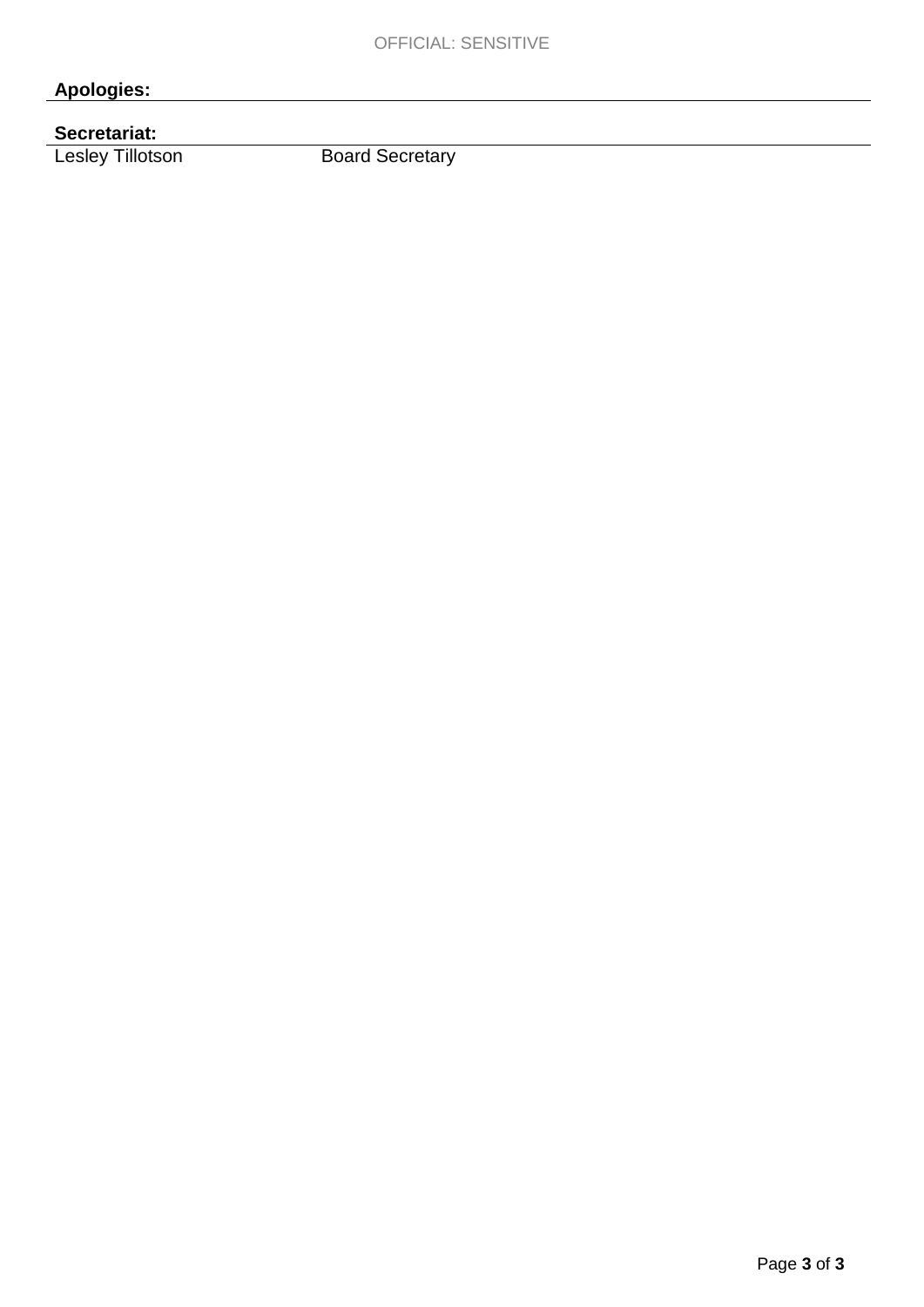**Apologies:**

**Secretariat:**

| | |
|---|---|
| Lesley Tillotson | Board Secretary |